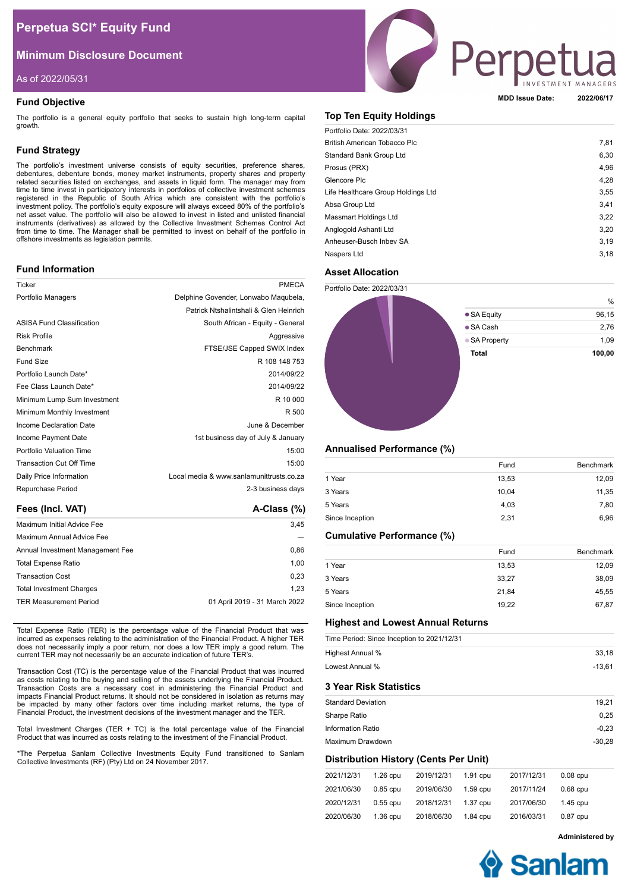# Perpetua SCI* Equity Fund

## Minimum Disclosure Document

As of 2022/05/31

**MDD Issue Date:** 2022/06/17

## Fund Objective

The portfolio is a general equity portfolio that seeks to sustain high long-term capital growth.

## Fund Strategy

The portfolio's investment universe consists of equity securities, preference shares, debentures, debenture bonds, money market instruments, property shares and property related securities listed on exchanges, and assets in liquid form. The manager may from time to time invest in participatory interests in portfolios of collective investment schemes registered in the Republic of South Africa which are consistent with the portfolio's investment policy. The portfolio's equity exposure will always exceed 80% of the portfolio's net asset value. The portfolio will also be allowed to invest in listed and unlisted financial instruments (derivatives) as allowed by the Collective Investment Schemes Control Act from time to time. The Manager shall be permitted to invest on behalf of the portfolio in offshore investments as legislation permits.

## Fund Information

| | |
|---|---|
| Ticker | PMECA |
| Portfolio Managers | Delphine Govender, Lonwabo Maqubela, Patrick Ntshalintshali & Glen Heinrich |
| ASISA Fund Classification | South African - Equity - General |
| Risk Profile | Aggressive |
| Benchmark | FTSE/JSE Capped SWIX Index |
| Fund Size | R 108 148 753 |
| Portfolio Launch Date* | 2014/09/22 |
| Fee Class Launch Date* | 2014/09/22 |
| Minimum Lump Sum Investment | R 10 000 |
| Minimum Monthly Investment | R 500 |
| Income Declaration Date | June & December |
| Income Payment Date | 1st business day of July & January |
| Portfolio Valuation Time | 15:00 |
| Transaction Cut Off Time | 15:00 |
| Daily Price Information | Local media & www.sanlamunittrusts.co.za |
| Repurchase Period | 2-3 business days |

## Fees (Incl. VAT)

| | A-Class (%) |
|---|---|
| Maximum Initial Advice Fee | 3,45 |
| Maximum Annual Advice Fee | — |
| Annual Investment Management Fee | 0,86 |
| Total Expense Ratio | 1,00 |
| Transaction Cost | 0,23 |
| Total Investment Charges | 1,23 |
| TER Measurement Period | 01 April 2019 - 31 March 2022 |

Total Expense Ratio (TER) is the percentage value of the Financial Product that was incurred as expenses relating to the administration of the Financial Product. A higher TER does not necessarily imply a poor return, nor does a low TER imply a good return. The current TER may not necessarily be an accurate indication of future TER's.

Transaction Cost (TC) is the percentage value of the Financial Product that was incurred as costs relating to the buying and selling of the assets underlying the Financial Product. Transaction Costs are a necessary cost in administering the Financial Product and impacts Financial Product returns. It should not be considered in isolation as returns may be impacted by many other factors over time including market returns, the type of Financial Product, the investment decisions of the investment manager and the TER.

Total Investment Charges (TER + TC) is the total percentage value of the Financial Product that was incurred as costs relating to the investment of the Financial Product.

*The Perpetua Sanlam Collective Investments Equity Fund transitioned to Sanlam Collective Investments (RF) (Pty) Ltd on 24 November 2017.

## Top Ten Equity Holdings

Portfolio Date: 2022/03/31

| | |
|---|---|
| British American Tobacco Plc | 7,81 |
| Standard Bank Group Ltd | 6,30 |
| Prosus (PRX) | 4,96 |
| Glencore Plc | 4,28 |
| Life Healthcare Group Holdings Ltd | 3,55 |
| Absa Group Ltd | 3,41 |
| Massmart Holdings Ltd | 3,22 |
| Anglogold Ashanti Ltd | 3,20 |
| Anheuser-Busch Inbev SA | 3,19 |
| Naspers Ltd | 3,18 |

## Asset Allocation

Portfolio Date: 2022/03/31

| | % |
|---|---|
| SA Equity | 96,15 |
| SA Cash | 2,76 |
| SA Property | 1,09 |
| **Total** | **100,00** |

## Annualised Performance (%)

| | Fund | Benchmark |
|---|---|---|
| 1 Year | 13,53 | 12,09 |
| 3 Years | 10,04 | 11,35 |
| 5 Years | 4,03 | 7,80 |
| Since Inception | 2,31 | 6,96 |

## Cumulative Performance (%)

| | Fund | Benchmark |
|---|---|---|
| 1 Year | 13,53 | 12,09 |
| 3 Years | 33,27 | 38,09 |
| 5 Years | 21,84 | 45,55 |
| Since Inception | 19,22 | 67,87 |

## Highest and Lowest Annual Returns

Time Period: Since Inception to 2021/12/31

| | |
|---|---|
| Highest Annual % | 33,18 |
| Lowest Annual % | -13,61 |

## 3 Year Risk Statistics

| | |
|---|---|
| Standard Deviation | 19,21 |
| Sharpe Ratio | 0,25 |
| Information Ratio | -0,23 |
| Maximum Drawdown | -30,28 |

## Distribution History (Cents Per Unit)

| | | | | | |
|---|---|---|---|---|---|
| 2021/12/31 | 1.26 cpu | 2019/12/31 | 1.91 cpu | 2017/12/31 | 0.08 cpu |
| 2021/06/30 | 0.85 cpu | 2019/06/30 | 1.59 cpu | 2017/11/24 | 0.68 cpu |
| 2020/12/31 | 0.55 cpu | 2018/12/31 | 1.37 cpu | 2017/06/30 | 1.45 cpu |
| 2020/06/30 | 1.36 cpu | 2018/06/30 | 1.84 cpu | 2016/03/31 | 0.87 cpu |

**Administered by**

Sanlam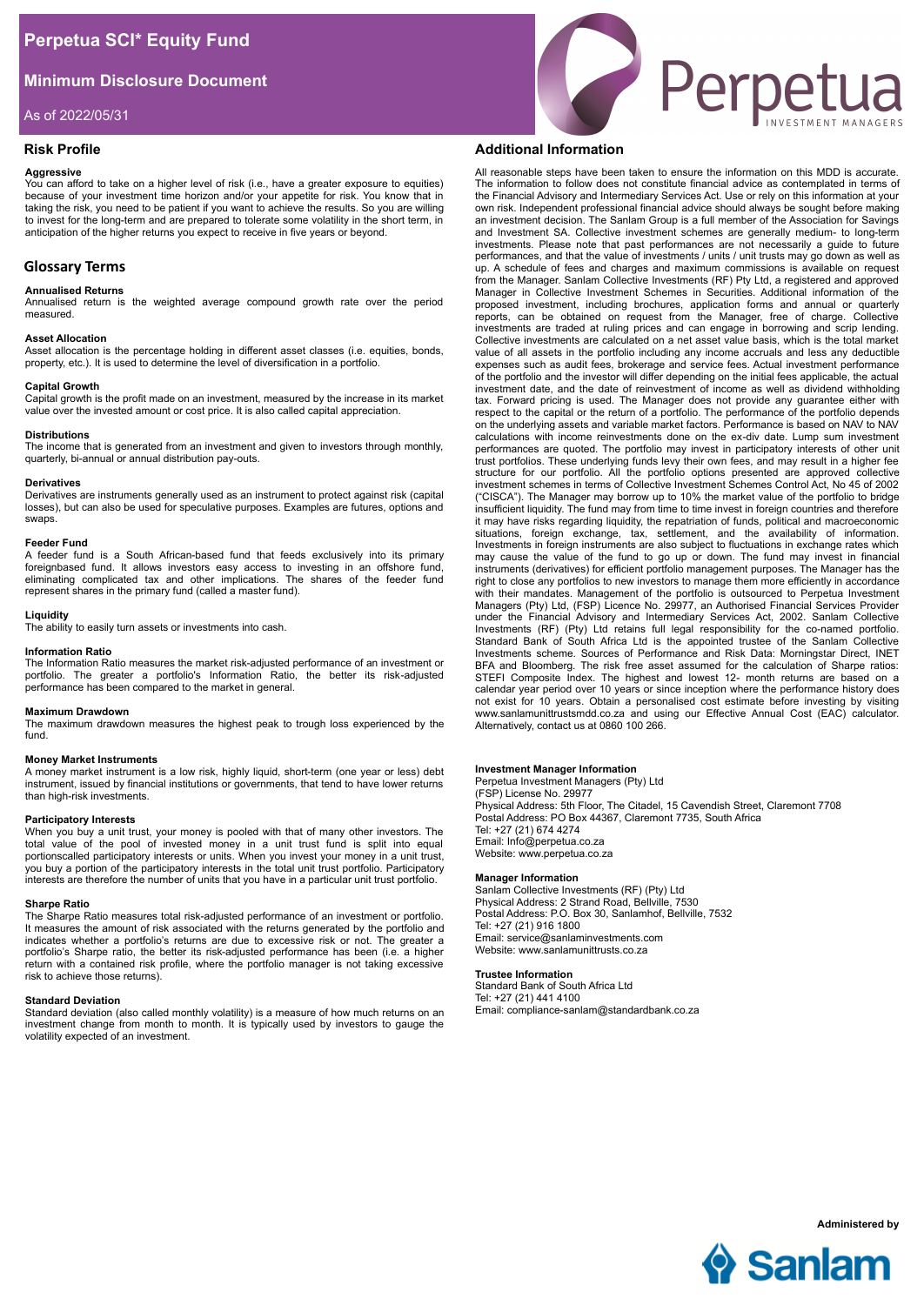# Perpetua SCI* Equity Fund

## Minimum Disclosure Document

As of 2022/05/31

## Risk Profile

**Aggressive**

You can afford to take on a higher level of risk (i.e., have a greater exposure to equities) because of your investment time horizon and/or your appetite for risk. You know that in taking the risk, you need to be patient if you want to achieve the results. So you are willing to invest for the long-term and are prepared to tolerate some volatility in the short term, in anticipation of the higher returns you expect to receive in five years or beyond.

## Glossary Terms

**Annualised Returns**

Annualised return is the weighted average compound growth rate over the period measured.

**Asset Allocation**

Asset allocation is the percentage holding in different asset classes (i.e. equities, bonds, property, etc.). It is used to determine the level of diversification in a portfolio.

**Capital Growth**

Capital growth is the profit made on an investment, measured by the increase in its market value over the invested amount or cost price. It is also called capital appreciation.

**Distributions**

The income that is generated from an investment and given to investors through monthly, quarterly, bi-annual or annual distribution pay-outs.

**Derivatives**

Derivatives are instruments generally used as an instrument to protect against risk (capital losses), but can also be used for speculative purposes. Examples are futures, options and swaps.

**Feeder Fund**

A feeder fund is a South African-based fund that feeds exclusively into its primary foreignbased fund. It allows investors easy access to investing in an offshore fund, eliminating complicated tax and other implications. The shares of the feeder fund represent shares in the primary fund (called a master fund).

**Liquidity**

The ability to easily turn assets or investments into cash.

**Information Ratio**

The Information Ratio measures the market risk-adjusted performance of an investment or portfolio. The greater a portfolio's Information Ratio, the better its risk-adjusted performance has been compared to the market in general.

**Maximum Drawdown**

The maximum drawdown measures the highest peak to trough loss experienced by the fund.

**Money Market Instruments**

A money market instrument is a low risk, highly liquid, short-term (one year or less) debt instrument, issued by financial institutions or governments, that tend to have lower returns than high-risk investments.

**Participatory Interests**

When you buy a unit trust, your money is pooled with that of many other investors. The total value of the pool of invested money in a unit trust fund is split into equal portionscalled participatory interests or units. When you invest your money in a unit trust, you buy a portion of the participatory interests in the total unit trust portfolio. Participatory interests are therefore the number of units that you have in a particular unit trust portfolio.

**Sharpe Ratio**

The Sharpe Ratio measures total risk-adjusted performance of an investment or portfolio. It measures the amount of risk associated with the returns generated by the portfolio and indicates whether a portfolio's returns are due to excessive risk or not. The greater a portfolio's Sharpe ratio, the better its risk-adjusted performance has been (i.e. a higher return with a contained risk profile, where the portfolio manager is not taking excessive risk to achieve those returns).

**Standard Deviation**

Standard deviation (also called monthly volatility) is a measure of how much returns on an investment change from month to month. It is typically used by investors to gauge the volatility expected of an investment.

## Additional Information

All reasonable steps have been taken to ensure the information on this MDD is accurate. The information to follow does not constitute financial advice as contemplated in terms of the Financial Advisory and Intermediary Services Act. Use or rely on this information at your own risk. Independent professional financial advice should always be sought before making an investment decision. The Sanlam Group is a full member of the Association for Savings and Investment SA. Collective investment schemes are generally medium- to long-term investments. Please note that past performances are not necessarily a guide to future performances, and that the value of investments / units / unit trusts may go down as well as up. A schedule of fees and charges and maximum commissions is available on request from the Manager. Sanlam Collective Investments (RF) Pty Ltd, a registered and approved Manager in Collective Investment Schemes in Securities. Additional information of the proposed investment, including brochures, application forms and annual or quarterly reports, can be obtained on request from the Manager, free of charge. Collective investments are traded at ruling prices and can engage in borrowing and scrip lending. Collective investments are calculated on a net asset value basis, which is the total market value of all assets in the portfolio including any income accruals and less any deductible expenses such as audit fees, brokerage and service fees. Actual investment performance of the portfolio and the investor will differ depending on the initial fees applicable, the actual investment date, and the date of reinvestment of income as well as dividend withholding tax. Forward pricing is used. The Manager does not provide any guarantee either with respect to the capital or the return of a portfolio. The performance of the portfolio depends on the underlying assets and variable market factors. Performance is based on NAV to NAV calculations with income reinvestments done on the ex-div date. Lump sum investment performances are quoted. The portfolio may invest in participatory interests of other unit trust portfolios. These underlying funds levy their own fees, and may result in a higher fee structure for our portfolio. All the portfolio options presented are approved collective investment schemes in terms of Collective Investment Schemes Control Act, No 45 of 2002 ("CISCA"). The Manager may borrow up to 10% the market value of the portfolio to bridge insufficient liquidity. The fund may from time to time invest in foreign countries and therefore it may have risks regarding liquidity, the repatriation of funds, political and macroeconomic situations, foreign exchange, tax, settlement, and the availability of information. Investments in foreign instruments are also subject to fluctuations in exchange rates which may cause the value of the fund to go up or down. The fund may invest in financial instruments (derivatives) for efficient portfolio management purposes. The Manager has the right to close any portfolios to new investors to manage them more efficiently in accordance with their mandates. Management of the portfolio is outsourced to Perpetua Investment Managers (Pty) Ltd, (FSP) Licence No. 29977, an Authorised Financial Services Provider under the Financial Advisory and Intermediary Services Act, 2002. Sanlam Collective Investments (RF) (Pty) Ltd retains full legal responsibility for the co-named portfolio. Standard Bank of South Africa Ltd is the appointed trustee of the Sanlam Collective Investments scheme. Sources of Performance and Risk Data: Morningstar Direct, INET BFA and Bloomberg. The risk free asset assumed for the calculation of Sharpe ratios: STEFI Composite Index. The highest and lowest 12- month returns are based on a calendar year period over 10 years or since inception where the performance history does not exist for 10 years. Obtain a personalised cost estimate before investing by visiting www.sanlamunittrustsmdd.co.za and using our Effective Annual Cost (EAC) calculator. Alternatively, contact us at 0860 100 266.

**Investment Manager Information**

Perpetua Investment Managers (Pty) Ltd
(FSP) License No. 29977
Physical Address: 5th Floor, The Citadel, 15 Cavendish Street, Claremont 7708
Postal Address: PO Box 44367, Claremont 7735, South Africa
Tel: +27 (21) 674 4274
Email: Info@perpetua.co.za
Website: www.perpetua.co.za

**Manager Information**

Sanlam Collective Investments (RF) (Pty) Ltd
Physical Address: 2 Strand Road, Bellville, 7530
Postal Address: P.O. Box 30, Sanlamhof, Bellville, 7532
Tel: +27 (21) 916 1800
Email: service@sanlaminvestments.com
Website: www.sanlamunittrusts.co.za

**Trustee Information**

Standard Bank of South Africa Ltd
Tel: +27 (21) 441 4100
Email: compliance-sanlam@standardbank.co.za

**Administered by**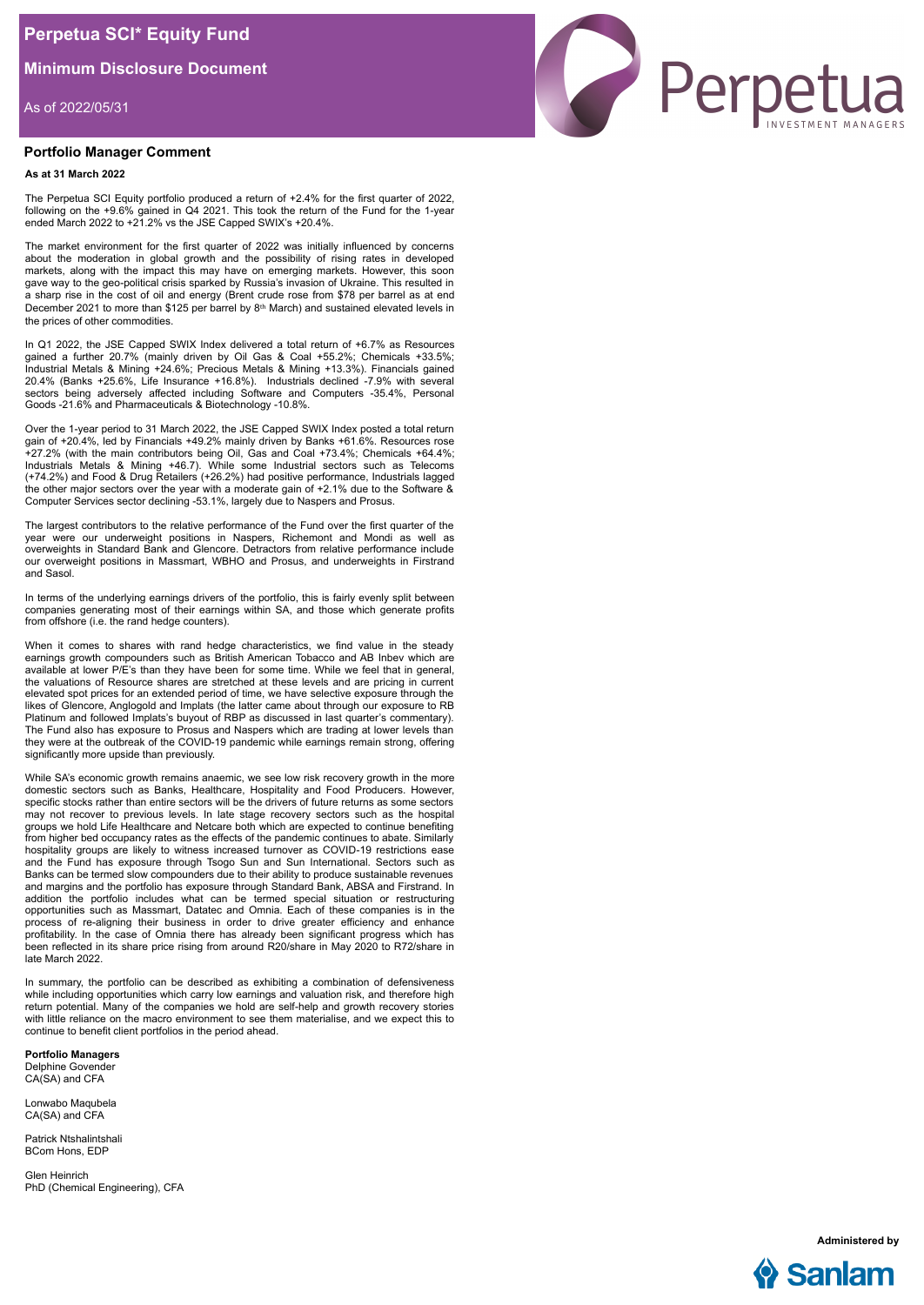# Perpetua SCI* Equity Fund

## Minimum Disclosure Document

As of 2022/05/31

Perpetua
INVESTMENT MANAGERS

## Portfolio Manager Comment

**As at 31 March 2022**

The Perpetua SCI Equity portfolio produced a return of +2.4% for the first quarter of 2022, following on the +9.6% gained in Q4 2021. This took the return of the Fund for the 1-year ended March 2022 to +21.2% vs the JSE Capped SWIX's +20.4%.

The market environment for the first quarter of 2022 was initially influenced by concerns about the moderation in global growth and the possibility of rising rates in developed markets, along with the impact this may have on emerging markets. However, this soon gave way to the geo-political crisis sparked by Russia's invasion of Ukraine. This resulted in a sharp rise in the cost of oil and energy (Brent crude rose from $78 per barrel as at end December 2021 to more than $125 per barrel by 8th March) and sustained elevated levels in the prices of other commodities.

In Q1 2022, the JSE Capped SWIX Index delivered a total return of +6.7% as Resources gained a further 20.7% (mainly driven by Oil Gas & Coal +55.2%; Chemicals +33.5%; Industrial Metals & Mining +24.6%; Precious Metals & Mining +13.3%). Financials gained 20.4% (Banks +25.6%, Life Insurance +16.8%). Industrials declined -7.9% with several sectors being adversely affected including Software and Computers -35.4%, Personal Goods -21.6% and Pharmaceuticals & Biotechnology -10.8%.

Over the 1-year period to 31 March 2022, the JSE Capped SWIX Index posted a total return gain of +20.4%, led by Financials +49.2% mainly driven by Banks +61.6%. Resources rose +27.2% (with the main contributors being Oil, Gas and Coal +73.4%; Chemicals +64.4%; Industrials Metals & Mining +46.7). While some Industrial sectors such as Telecoms (+74.2%) and Food & Drug Retailers (+26.2%) had positive performance, Industrials lagged the other major sectors over the year with a moderate gain of +2.1% due to the Software & Computer Services sector declining -53.1%, largely due to Naspers and Prosus.

The largest contributors to the relative performance of the Fund over the first quarter of the year were our underweight positions in Naspers, Richemont and Mondi as well as overweights in Standard Bank and Glencore. Detractors from relative performance include our overweight positions in Massmart, WBHO and Prosus, and underweights in Firstrand and Sasol.

In terms of the underlying earnings drivers of the portfolio, this is fairly evenly split between companies generating most of their earnings within SA, and those which generate profits from offshore (i.e. the rand hedge counters).

When it comes to shares with rand hedge characteristics, we find value in the steady earnings growth compounders such as British American Tobacco and AB Inbev which are available at lower P/E's than they have been for some time. While we feel that in general, the valuations of Resource shares are stretched at these levels and are pricing in current elevated spot prices for an extended period of time, we have selective exposure through the likes of Glencore, Anglogold and Implats (the latter came about through our exposure to RB Platinum and followed Implats's buyout of RBP as discussed in last quarter's commentary). The Fund also has exposure to Prosus and Naspers which are trading at lower levels than they were at the outbreak of the COVID-19 pandemic while earnings remain strong, offering significantly more upside than previously.

While SA's economic growth remains anaemic, we see low risk recovery growth in the more domestic sectors such as Banks, Healthcare, Hospitality and Food Producers. However, specific stocks rather than entire sectors will be the drivers of future returns as some sectors may not recover to previous levels. In late stage recovery sectors such as the hospital groups we hold Life Healthcare and Netcare both which are expected to continue benefiting from higher bed occupancy rates as the effects of the pandemic continues to abate. Similarly hospitality groups are likely to witness increased turnover as COVID-19 restrictions ease and the Fund has exposure through Tsogo Sun and Sun International. Sectors such as Banks can be termed slow compounders due to their ability to produce sustainable revenues and margins and the portfolio has exposure through Standard Bank, ABSA and Firstrand. In addition the portfolio includes what can be termed special situation or restructuring opportunities such as Massmart, Datatec and Omnia. Each of these companies is in the process of re-aligning their business in order to drive greater efficiency and enhance profitability. In the case of Omnia there has already been significant progress which has been reflected in its share price rising from around R20/share in May 2020 to R72/share in late March 2022.

In summary, the portfolio can be described as exhibiting a combination of defensiveness while including opportunities which carry low earnings and valuation risk, and therefore high return potential. Many of the companies we hold are self-help and growth recovery stories with little reliance on the macro environment to see them materialise, and we expect this to continue to benefit client portfolios in the period ahead.

**Portfolio Managers**

Delphine Govender
CA(SA) and CFA

Lonwabo Maqubela
CA(SA) and CFA

Patrick Ntshalintshali
BCom Hons, EDP

Glen Heinrich
PhD (Chemical Engineering), CFA

**Administered by**

Sanlam